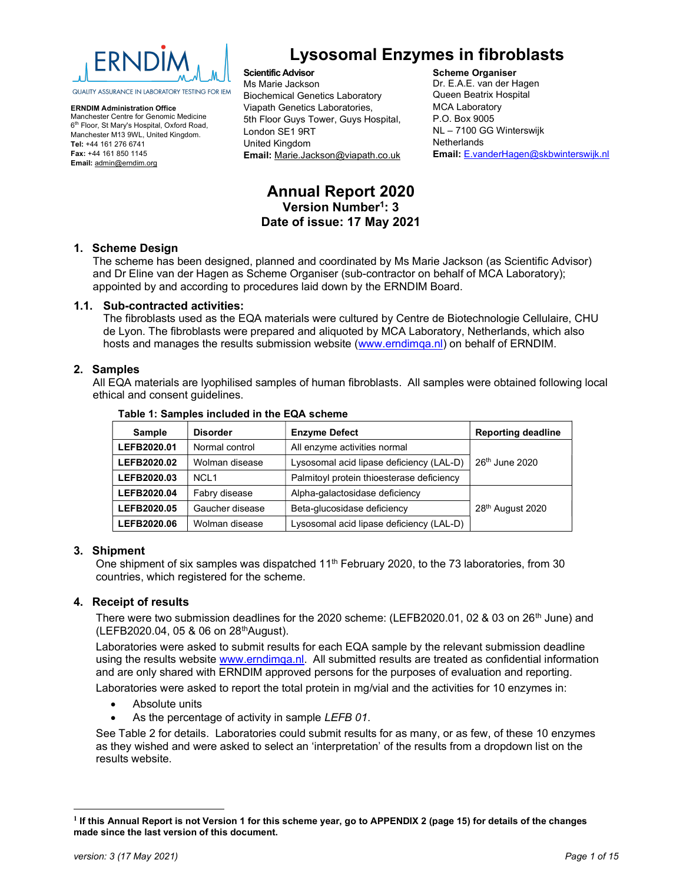ERNDIM

QUALITY ASSURANCE IN LABORATORY TESTING FOR IEM

**ERNDIM Administration Office**
Manchester Centre for Genomic Medicine
6th Floor, St Mary's Hospital, Oxford Road,
Manchester M13 9WL, United Kingdom.
**Tel:** +44 161 276 6741
**Fax:** +44 161 850 1145
**Email:** admin@erndim.org

# Lysosomal Enzymes in fibroblasts

**Scientific Advisor**
Ms Marie Jackson
Biochemical Genetics Laboratory
Viapath Genetics Laboratories,
5th Floor Guys Tower, Guys Hospital,
London SE1 9RT
United Kingdom
**Email:** Marie.Jackson@viapath.co.uk

**Scheme Organiser**
Dr. E.A.E. van der Hagen
Queen Beatrix Hospital
MCA Laboratory
P.O. Box 9005
NL – 7100 GG Winterswijk
Netherlands
**Email:** E.vanderHagen@skbwinterswijk.nl

## Annual Report 2020
### Version Number[1]: 3
### Date of issue: 17 May 2021

## 1. Scheme Design

The scheme has been designed, planned and coordinated by Ms Marie Jackson (as Scientific Advisor) and Dr Eline van der Hagen as Scheme Organiser (sub-contractor on behalf of MCA Laboratory); appointed by and according to procedures laid down by the ERNDIM Board.

### 1.1. Sub-contracted activities:

The fibroblasts used as the EQA materials were cultured by Centre de Biotechnologie Cellulaire, CHU de Lyon. The fibroblasts were prepared and aliquoted by MCA Laboratory, Netherlands, which also hosts and manages the results submission website (www.erndimqa.nl) on behalf of ERNDIM.

## 2. Samples

All EQA materials are lyophilised samples of human fibroblasts. All samples were obtained following local ethical and consent guidelines.

**Table 1: Samples included in the EQA scheme**

| Sample | Disorder | Enzyme Defect | Reporting deadline |
|---|---|---|---|
| **LEFB2020.01** | Normal control | All enzyme activities normal | 26th June 2020 |
| **LEFB2020.02** | Wolman disease | Lysosomal acid lipase deficiency (LAL-D) | |
| **LEFB2020.03** | NCL1 | Palmitoyl protein thioesterase deficiency | |
| **LEFB2020.04** | Fabry disease | Alpha-galactosidase deficiency | 28th August 2020 |
| **LEFB2020.05** | Gaucher disease | Beta-glucosidase deficiency | |
| **LEFB2020.06** | Wolman disease | Lysosomal acid lipase deficiency (LAL-D) | |

## 3. Shipment

One shipment of six samples was dispatched 11th February 2020, to the 73 laboratories, from 30 countries, which registered for the scheme.

## 4. Receipt of results

There were two submission deadlines for the 2020 scheme: (LEFB2020.01, 02 & 03 on 26th June) and (LEFB2020.04, 05 & 06 on 28th August).

Laboratories were asked to submit results for each EQA sample by the relevant submission deadline using the results website www.erndimqa.nl. All submitted results are treated as confidential information and are only shared with ERNDIM approved persons for the purposes of evaluation and reporting.

Laboratories were asked to report the total protein in mg/vial and the activities for 10 enzymes in:

- Absolute units
- As the percentage of activity in sample *LEFB 01*.

See Table 2 for details. Laboratories could submit results for as many, or as few, of these 10 enzymes as they wished and were asked to select an 'interpretation' of the results from a dropdown list on the results website.

---

[1] **If this Annual Report is not Version 1 for this scheme year, go to APPENDIX 2 (page 15) for details of the changes made since the last version of this document.**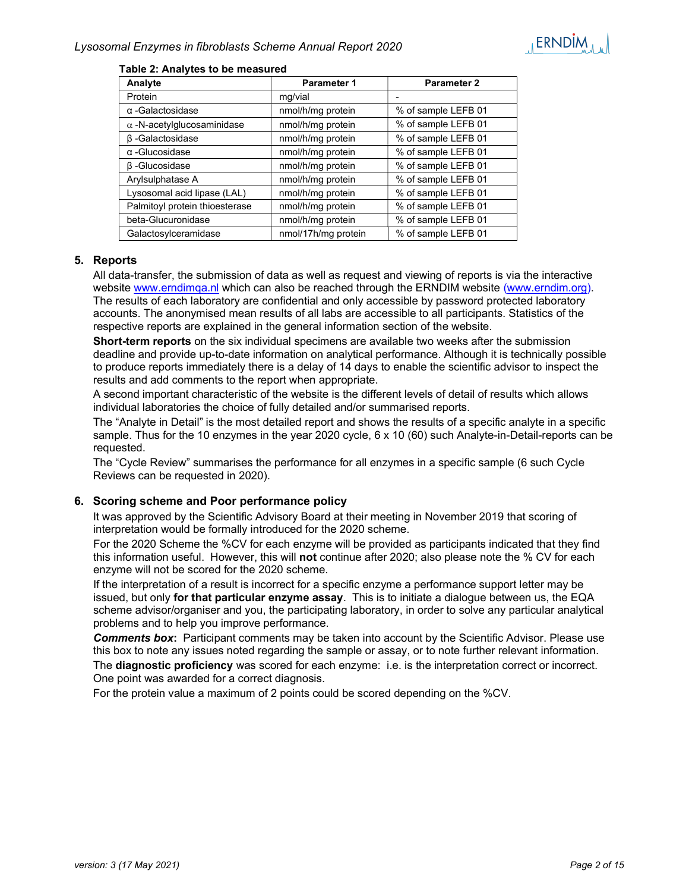**Table 2: Analytes to be measured**

| Analyte | Parameter 1 | Parameter 2 |
|---|---|---|
| Protein | mg/vial | - |
| α -Galactosidase | nmol/h/mg protein | % of sample LEFB 01 |
| α -N-acetylglucosaminidase | nmol/h/mg protein | % of sample LEFB 01 |
| β -Galactosidase | nmol/h/mg protein | % of sample LEFB 01 |
| α -Glucosidase | nmol/h/mg protein | % of sample LEFB 01 |
| β -Glucosidase | nmol/h/mg protein | % of sample LEFB 01 |
| Arylsulphatase A | nmol/h/mg protein | % of sample LEFB 01 |
| Lysosomal acid lipase (LAL) | nmol/h/mg protein | % of sample LEFB 01 |
| Palmitoyl protein thioesterase | nmol/h/mg protein | % of sample LEFB 01 |
| beta-Glucuronidase | nmol/h/mg protein | % of sample LEFB 01 |
| Galactosylceramidase | nmol/17h/mg protein | % of sample LEFB 01 |

## 5. Reports

All data-transfer, the submission of data as well as request and viewing of reports is via the interactive website www.erndimqa.nl which can also be reached through the ERNDIM website (www.erndim.org). The results of each laboratory are confidential and only accessible by password protected laboratory accounts. The anonymised mean results of all labs are accessible to all participants. Statistics of the respective reports are explained in the general information section of the website.

**Short-term reports** on the six individual specimens are available two weeks after the submission deadline and provide up-to-date information on analytical performance. Although it is technically possible to produce reports immediately there is a delay of 14 days to enable the scientific advisor to inspect the results and add comments to the report when appropriate.

A second important characteristic of the website is the different levels of detail of results which allows individual laboratories the choice of fully detailed and/or summarised reports.

The "Analyte in Detail" is the most detailed report and shows the results of a specific analyte in a specific sample. Thus for the 10 enzymes in the year 2020 cycle, 6 x 10 (60) such Analyte-in-Detail-reports can be requested.

The "Cycle Review" summarises the performance for all enzymes in a specific sample (6 such Cycle Reviews can be requested in 2020).

## 6. Scoring scheme and Poor performance policy

It was approved by the Scientific Advisory Board at their meeting in November 2019 that scoring of interpretation would be formally introduced for the 2020 scheme.

For the 2020 Scheme the %CV for each enzyme will be provided as participants indicated that they find this information useful. However, this will **not** continue after 2020; also please note the % CV for each enzyme will not be scored for the 2020 scheme.

If the interpretation of a result is incorrect for a specific enzyme a performance support letter may be issued, but only **for that particular enzyme assay**. This is to initiate a dialogue between us, the EQA scheme advisor/organiser and you, the participating laboratory, in order to solve any particular analytical problems and to help you improve performance.

***Comments box*:** Participant comments may be taken into account by the Scientific Advisor. Please use this box to note any issues noted regarding the sample or assay, or to note further relevant information.

The **diagnostic proficiency** was scored for each enzyme: i.e. is the interpretation correct or incorrect. One point was awarded for a correct diagnosis.

For the protein value a maximum of 2 points could be scored depending on the %CV.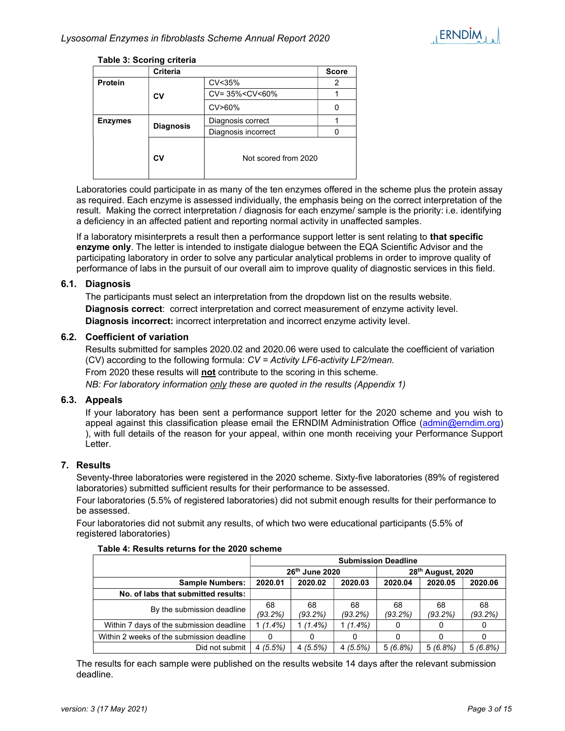**Table 3: Scoring criteria**

| | Criteria | | Score |
|---|---|---|---|
| **Protein** | **CV** | CV<35% | 2 |
| | | CV= 35%<CV<60% | 1 |
| | | CV>60% | 0 |
| **Enzymes** | **Diagnosis** | Diagnosis correct | 1 |
| | | Diagnosis incorrect | 0 |
| | **CV** | Not scored from 2020 | |

Laboratories could participate in as many of the ten enzymes offered in the scheme plus the protein assay as required. Each enzyme is assessed individually, the emphasis being on the correct interpretation of the result. Making the correct interpretation / diagnosis for each enzyme/ sample is the priority: i.e. identifying a deficiency in an affected patient and reporting normal activity in unaffected samples.

If a laboratory misinterprets a result then a performance support letter is sent relating to **that specific enzyme only**. The letter is intended to instigate dialogue between the EQA Scientific Advisor and the participating laboratory in order to solve any particular analytical problems in order to improve quality of performance of labs in the pursuit of our overall aim to improve quality of diagnostic services in this field.

### 6.1. Diagnosis

The participants must select an interpretation from the dropdown list on the results website.

**Diagnosis correct**: correct interpretation and correct measurement of enzyme activity level.

**Diagnosis incorrect:** incorrect interpretation and incorrect enzyme activity level.

### 6.2. Coefficient of variation

Results submitted for samples 2020.02 and 2020.06 were used to calculate the coefficient of variation (CV) according to the following formula: *CV = Activity LF6-activity LF2/mean.*

From 2020 these results will **not** contribute to the scoring in this scheme.

*NB: For laboratory information only these are quoted in the results (Appendix 1)*

### 6.3. Appeals

If your laboratory has been sent a performance support letter for the 2020 scheme and you wish to appeal against this classification please email the ERNDIM Administration Office (admin@erndim.org) ), with full details of the reason for your appeal, within one month receiving your Performance Support Letter.

## 7. Results

Seventy-three laboratories were registered in the 2020 scheme. Sixty-five laboratories (89% of registered laboratories) submitted sufficient results for their performance to be assessed.

Four laboratories (5.5% of registered laboratories) did not submit enough results for their performance to be assessed.

Four laboratories did not submit any results, of which two were educational participants (5.5% of registered laboratories)

**Table 4: Results returns for the 2020 scheme**

| | Submission Deadline | | | | | |
|---|---|---|---|---|---|---|
| | 26th June 2020 | | | 28th August, 2020 | | |
| **Sample Numbers:** | **2020.01** | **2020.02** | **2020.03** | **2020.04** | **2020.05** | **2020.06** |
| **No. of labs that submitted results:** | | | | | | |
| By the submission deadline | 68 *(93.2%)* | 68 *(93.2%)* | 68 *(93.2%)* | 68 *(93.2%)* | 68 *(93.2%)* | 68 *(93.2%)* |
| Within 7 days of the submission deadline | 1 *(1.4%)* | 1 *(1.4%)* | 1 *(1.4%)* | 0 | 0 | 0 |
| Within 2 weeks of the submission deadline | 0 | 0 | 0 | 0 | 0 | 0 |
| Did not submit | 4 *(5.5%)* | 4 *(5.5%)* | 4 *(5.5%)* | 5 *(6.8%)* | 5 *(6.8%)* | 5 *(6.8%)* |

The results for each sample were published on the results website 14 days after the relevant submission deadline.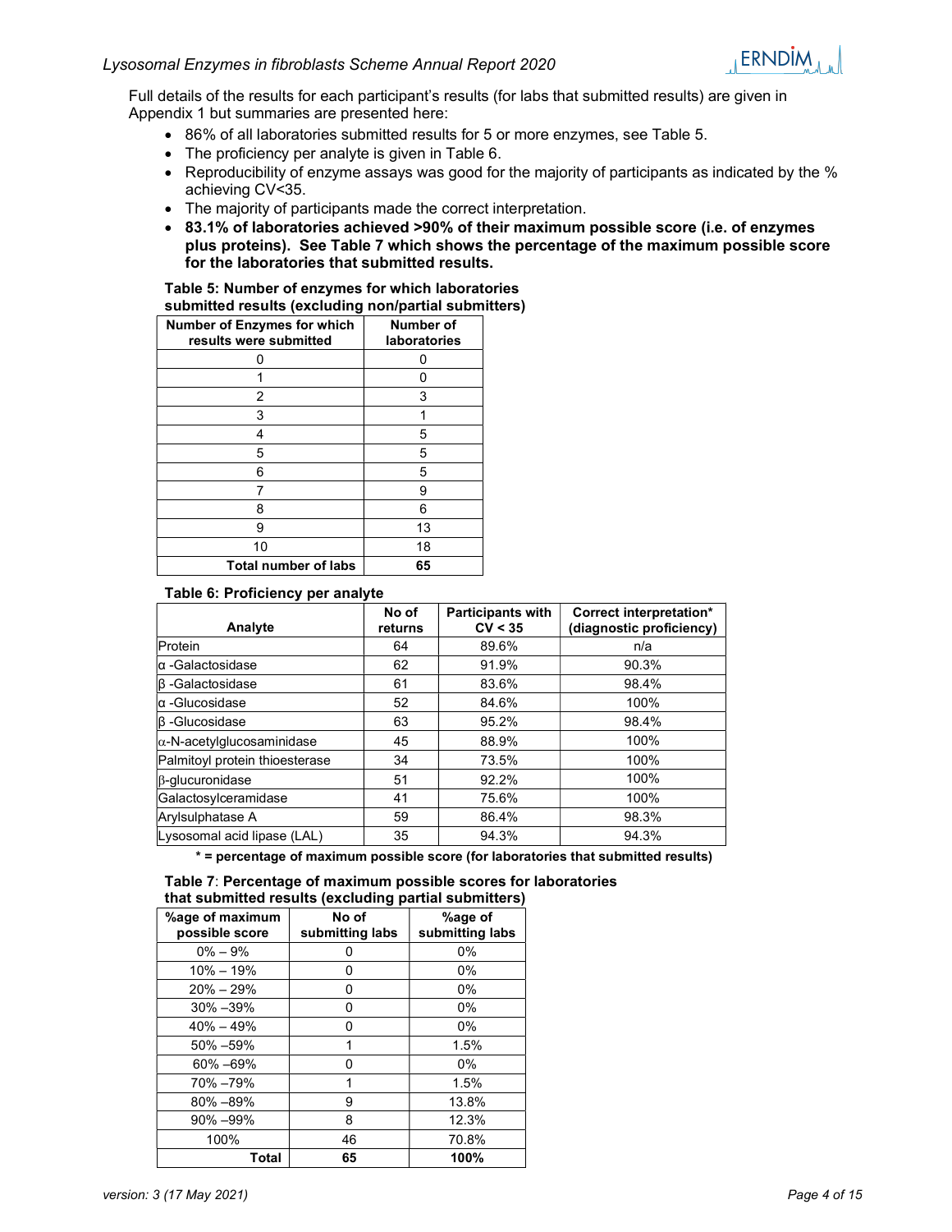Full details of the results for each participant's results (for labs that submitted results) are given in Appendix 1 but summaries are presented here:

- 86% of all laboratories submitted results for 5 or more enzymes, see Table 5.
- The proficiency per analyte is given in Table 6.
- Reproducibility of enzyme assays was good for the majority of participants as indicated by the % achieving CV<35.
- The majority of participants made the correct interpretation.
- **83.1% of laboratories achieved >90% of their maximum possible score (i.e. of enzymes plus proteins). See Table 7 which shows the percentage of the maximum possible score for the laboratories that submitted results.**

**Table 5: Number of enzymes for which laboratories submitted results (excluding non/partial submitters)**

| Number of Enzymes for which results were submitted | Number of laboratories |
|---|---|
| 0 | 0 |
| 1 | 0 |
| 2 | 3 |
| 3 | 1 |
| 4 | 5 |
| 5 | 5 |
| 6 | 5 |
| 7 | 9 |
| 8 | 6 |
| 9 | 13 |
| 10 | 18 |
| **Total number of labs** | **65** |

**Table 6: Proficiency per analyte**

| Analyte | No of returns | Participants with CV < 35 | Correct interpretation* (diagnostic proficiency) |
|---|---|---|---|
| Protein | 64 | 89.6% | n/a |
| α -Galactosidase | 62 | 91.9% | 90.3% |
| β -Galactosidase | 61 | 83.6% | 98.4% |
| α -Glucosidase | 52 | 84.6% | 100% |
| β -Glucosidase | 63 | 95.2% | 98.4% |
| α-N-acetylglucosaminidase | 45 | 88.9% | 100% |
| Palmitoyl protein thioesterase | 34 | 73.5% | 100% |
| β-glucuronidase | 51 | 92.2% | 100% |
| Galactosylceramidase | 41 | 75.6% | 100% |
| Arylsulphatase A | 59 | 86.4% | 98.3% |
| Lysosomal acid lipase (LAL) | 35 | 94.3% | 94.3% |

**\* = percentage of maximum possible score (for laboratories that submitted results)**

**Table 7: Percentage of maximum possible scores for laboratories that submitted results (excluding partial submitters)**

| %age of maximum possible score | No of submitting labs | %age of submitting labs |
|---|---|---|
| 0% – 9% | 0 | 0% |
| 10% – 19% | 0 | 0% |
| 20% – 29% | 0 | 0% |
| 30% –39% | 0 | 0% |
| 40% – 49% | 0 | 0% |
| 50% –59% | 1 | 1.5% |
| 60% –69% | 0 | 0% |
| 70% –79% | 1 | 1.5% |
| 80% –89% | 9 | 13.8% |
| 90% –99% | 8 | 12.3% |
| 100% | 46 | 70.8% |
| **Total** | **65** | **100%** |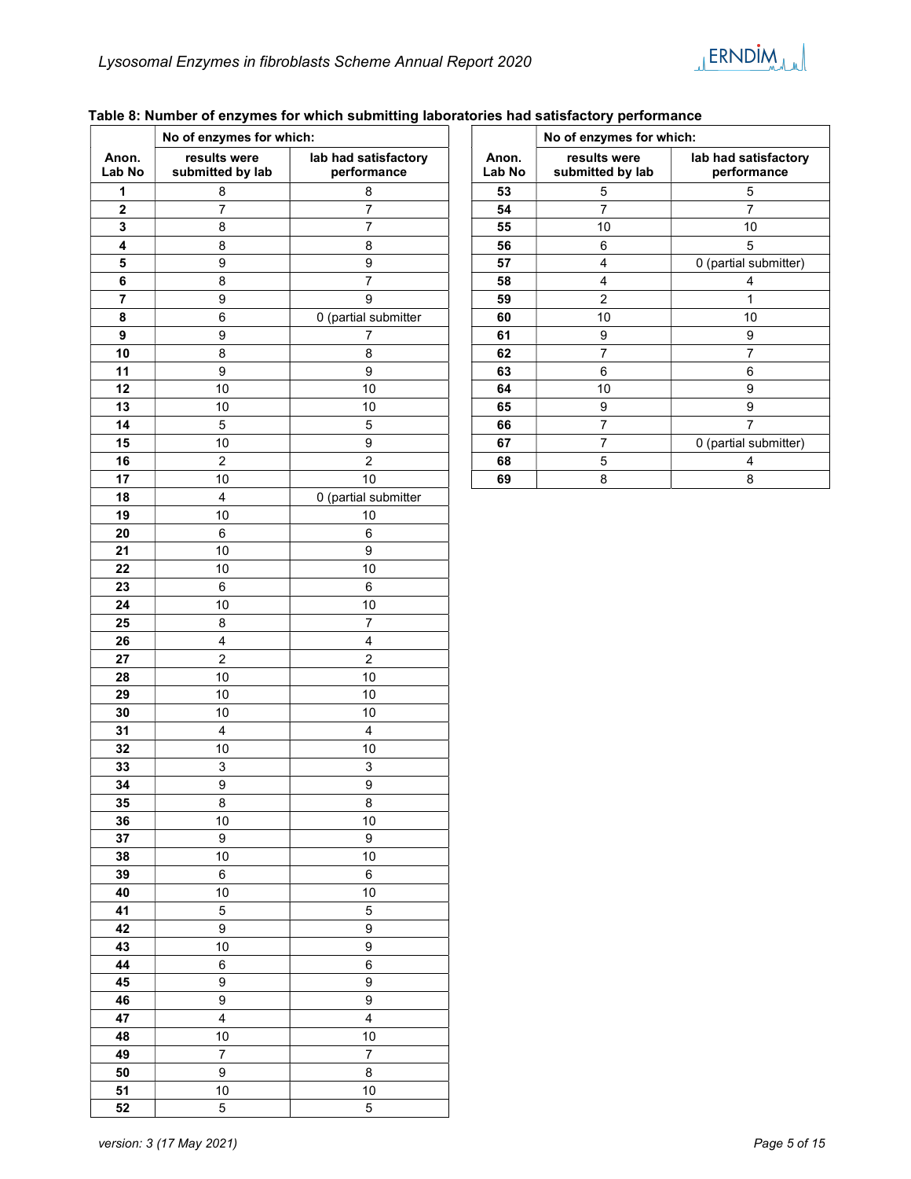**Table 8: Number of enzymes for which submitting laboratories had satisfactory performance**

| Anon. Lab No | No of enzymes for which: results were submitted by lab | lab had satisfactory performance |
|---|---|---|
| 1 | 8 | 8 |
| 2 | 7 | 7 |
| 3 | 8 | 7 |
| 4 | 8 | 8 |
| 5 | 9 | 9 |
| 6 | 8 | 7 |
| 7 | 9 | 9 |
| 8 | 6 | 0 (partial submitter |
| 9 | 9 | 7 |
| 10 | 8 | 8 |
| 11 | 9 | 9 |
| 12 | 10 | 10 |
| 13 | 10 | 10 |
| 14 | 5 | 5 |
| 15 | 10 | 9 |
| 16 | 2 | 2 |
| 17 | 10 | 10 |
| 18 | 4 | 0 (partial submitter |
| 19 | 10 | 10 |
| 20 | 6 | 6 |
| 21 | 10 | 9 |
| 22 | 10 | 10 |
| 23 | 6 | 6 |
| 24 | 10 | 10 |
| 25 | 8 | 7 |
| 26 | 4 | 4 |
| 27 | 2 | 2 |
| 28 | 10 | 10 |
| 29 | 10 | 10 |
| 30 | 10 | 10 |
| 31 | 4 | 4 |
| 32 | 10 | 10 |
| 33 | 3 | 3 |
| 34 | 9 | 9 |
| 35 | 8 | 8 |
| 36 | 10 | 10 |
| 37 | 9 | 9 |
| 38 | 10 | 10 |
| 39 | 6 | 6 |
| 40 | 10 | 10 |
| 41 | 5 | 5 |
| 42 | 9 | 9 |
| 43 | 10 | 9 |
| 44 | 6 | 6 |
| 45 | 9 | 9 |
| 46 | 9 | 9 |
| 47 | 4 | 4 |
| 48 | 10 | 10 |
| 49 | 7 | 7 |
| 50 | 9 | 8 |
| 51 | 10 | 10 |
| 52 | 5 | 5 |
| 53 | 5 | 5 |
| 54 | 7 | 7 |
| 55 | 10 | 10 |
| 56 | 6 | 5 |
| 57 | 4 | 0 (partial submitter) |
| 58 | 4 | 4 |
| 59 | 2 | 1 |
| 60 | 10 | 10 |
| 61 | 9 | 9 |
| 62 | 7 | 7 |
| 63 | 6 | 6 |
| 64 | 10 | 9 |
| 65 | 9 | 9 |
| 66 | 7 | 7 |
| 67 | 7 | 0 (partial submitter) |
| 68 | 5 | 4 |
| 69 | 8 | 8 |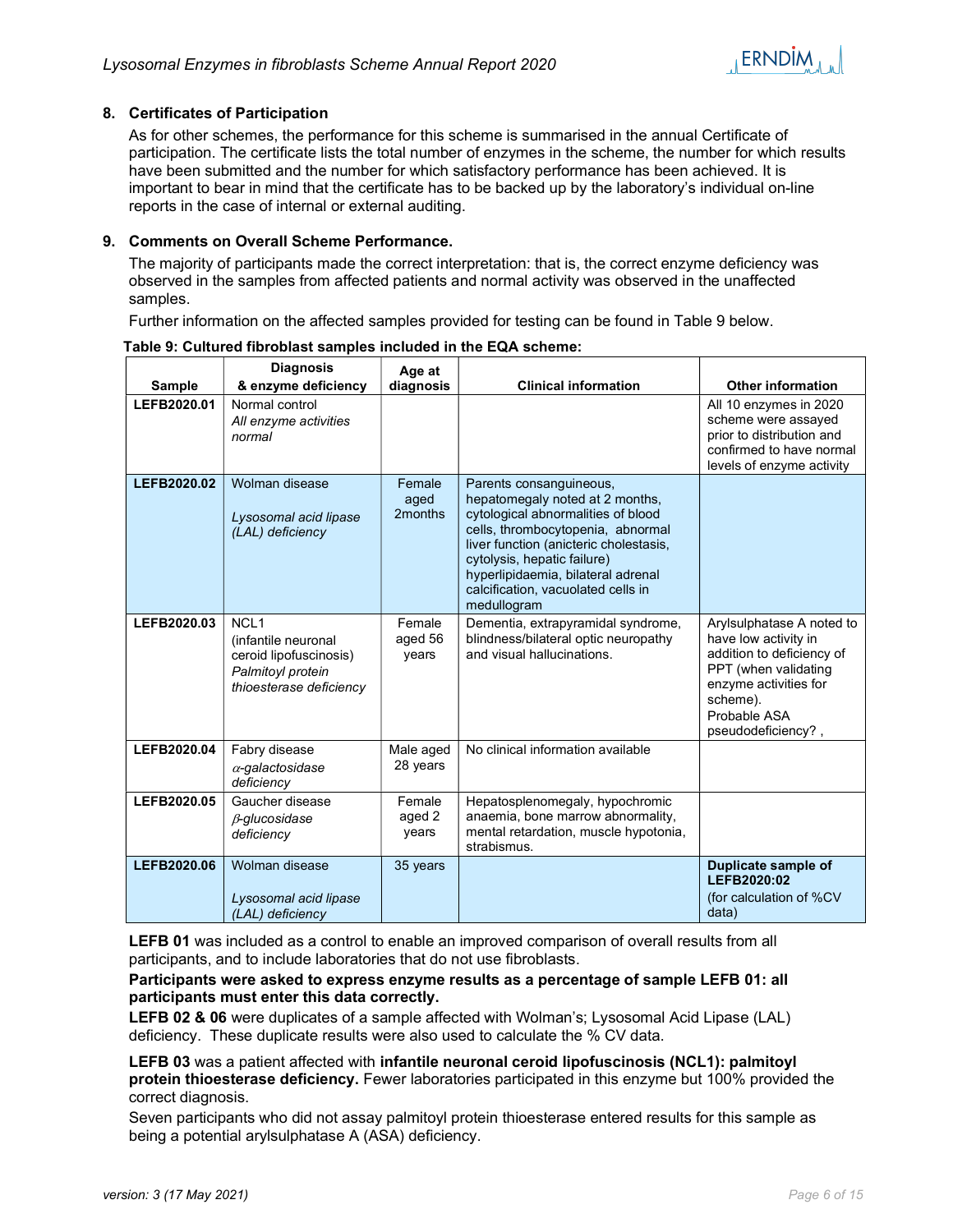## 8. Certificates of Participation

As for other schemes, the performance for this scheme is summarised in the annual Certificate of participation. The certificate lists the total number of enzymes in the scheme, the number for which results have been submitted and the number for which satisfactory performance has been achieved. It is important to bear in mind that the certificate has to be backed up by the laboratory's individual on-line reports in the case of internal or external auditing.

## 9. Comments on Overall Scheme Performance.

The majority of participants made the correct interpretation: that is, the correct enzyme deficiency was observed in the samples from affected patients and normal activity was observed in the unaffected samples.

Further information on the affected samples provided for testing can be found in Table 9 below.

**Table 9: Cultured fibroblast samples included in the EQA scheme:**

| Sample | Diagnosis & enzyme deficiency | Age at diagnosis | Clinical information | Other information |
|---|---|---|---|---|
| **LEFB2020.01** | Normal control *All enzyme activities normal* | | | All 10 enzymes in 2020 scheme were assayed prior to distribution and confirmed to have normal levels of enzyme activity |
| **LEFB2020.02** | Wolman disease *Lysosomal acid lipase (LAL) deficiency* | Female aged 2months | Parents consanguineous, hepatomegaly noted at 2 months, cytological abnormalities of blood cells, thrombocytopenia, abnormal liver function (anicteric cholestasis, cytolysis, hepatic failure) hyperlipidaemia, bilateral adrenal calcification, vacuolated cells in medullogram | |
| **LEFB2020.03** | NCL1 (infantile neuronal ceroid lipofuscinosis) *Palmitoyl protein thioesterase deficiency* | Female aged 56 years | Dementia, extrapyramidal syndrome, blindness/bilateral optic neuropathy and visual hallucinations. | Arylsulphatase A noted to have low activity in addition to deficiency of PPT (when validating enzyme activities for scheme). Probable ASA pseudodeficiency? , |
| **LEFB2020.04** | Fabry disease *α-galactosidase deficiency* | Male aged 28 years | No clinical information available | |
| **LEFB2020.05** | Gaucher disease *β-glucosidase deficiency* | Female aged 2 years | Hepatosplenomegaly, hypochromic anaemia, bone marrow abnormality, mental retardation, muscle hypotonia, strabismus. | |
| **LEFB2020.06** | Wolman disease *Lysosomal acid lipase (LAL) deficiency* | 35 years | | **Duplicate sample of LEFB2020:02** (for calculation of %CV data) |

**LEFB 01** was included as a control to enable an improved comparison of overall results from all participants, and to include laboratories that do not use fibroblasts.

**Participants were asked to express enzyme results as a percentage of sample LEFB 01: all participants must enter this data correctly.**

**LEFB 02 & 06** were duplicates of a sample affected with Wolman's; Lysosomal Acid Lipase (LAL) deficiency. These duplicate results were also used to calculate the % CV data.

**LEFB 03** was a patient affected with **infantile neuronal ceroid lipofuscinosis (NCL1): palmitoyl protein thioesterase deficiency.** Fewer laboratories participated in this enzyme but 100% provided the correct diagnosis.

Seven participants who did not assay palmitoyl protein thioesterase entered results for this sample as being a potential arylsulphatase A (ASA) deficiency.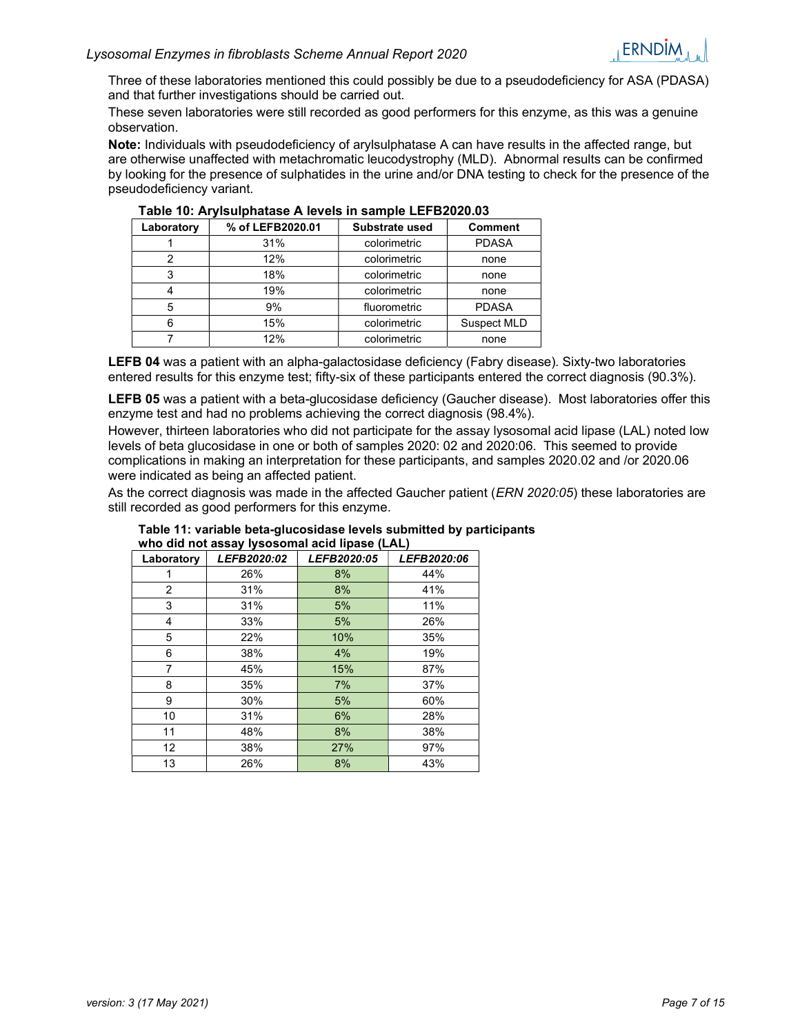Three of these laboratories mentioned this could possibly be due to a pseudodeficiency for ASA (PDASA) and that further investigations should be carried out.

These seven laboratories were still recorded as good performers for this enzyme, as this was a genuine observation.

**Note:** Individuals with pseudodeficiency of arylsulphatase A can have results in the affected range, but are otherwise unaffected with metachromatic leucodystrophy (MLD). Abnormal results can be confirmed by looking for the presence of sulphatides in the urine and/or DNA testing to check for the presence of the pseudodeficiency variant.

**Table 10: Arylsulphatase A levels in sample LEFB2020.03**

| Laboratory | % of LEFB2020.01 | Substrate used | Comment |
|---|---|---|---|
| 1 | 31% | colorimetric | PDASA |
| 2 | 12% | colorimetric | none |
| 3 | 18% | colorimetric | none |
| 4 | 19% | colorimetric | none |
| 5 | 9% | fluorometric | PDASA |
| 6 | 15% | colorimetric | Suspect MLD |
| 7 | 12% | colorimetric | none |

**LEFB 04** was a patient with an alpha-galactosidase deficiency (Fabry disease). Sixty-two laboratories entered results for this enzyme test; fifty-six of these participants entered the correct diagnosis (90.3%).

**LEFB 05** was a patient with a beta-glucosidase deficiency (Gaucher disease). Most laboratories offer this enzyme test and had no problems achieving the correct diagnosis (98.4%).

However, thirteen laboratories who did not participate for the assay lysosomal acid lipase (LAL) noted low levels of beta glucosidase in one or both of samples 2020: 02 and 2020:06. This seemed to provide complications in making an interpretation for these participants, and samples 2020.02 and /or 2020.06 were indicated as being an affected patient.

As the correct diagnosis was made in the affected Gaucher patient (*ERN 2020:05*) these laboratories are still recorded as good performers for this enzyme.

**Table 11: variable beta-glucosidase levels submitted by participants who did not assay lysosomal acid lipase (LAL)**

| Laboratory | *LEFB2020:02* | *LEFB2020:05* | *LEFB2020:06* |
|---|---|---|---|
| 1 | 26% | 8% | 44% |
| 2 | 31% | 8% | 41% |
| 3 | 31% | 5% | 11% |
| 4 | 33% | 5% | 26% |
| 5 | 22% | 10% | 35% |
| 6 | 38% | 4% | 19% |
| 7 | 45% | 15% | 87% |
| 8 | 35% | 7% | 37% |
| 9 | 30% | 5% | 60% |
| 10 | 31% | 6% | 28% |
| 11 | 48% | 8% | 38% |
| 12 | 38% | 27% | 97% |
| 13 | 26% | 8% | 43% |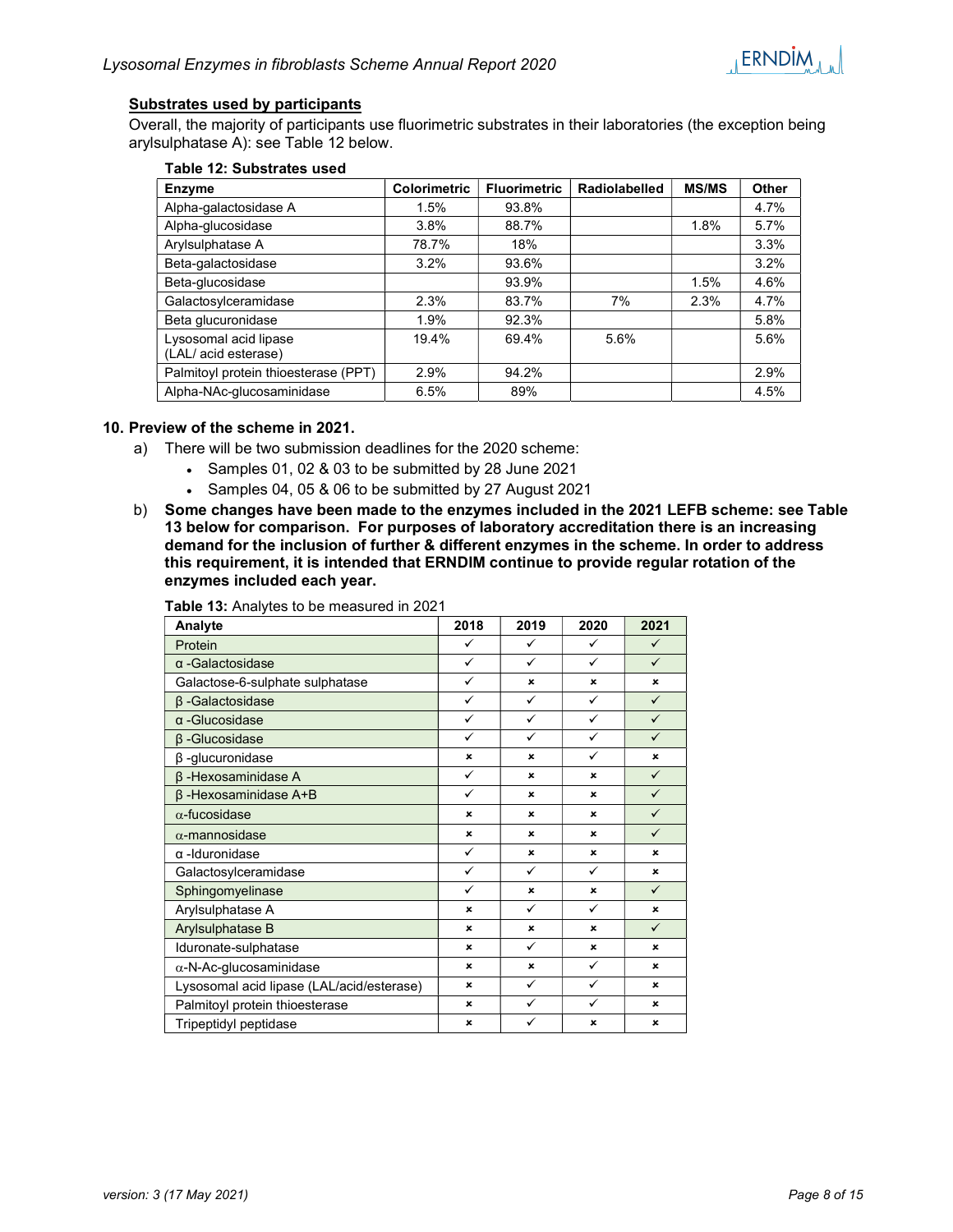### Substrates used by participants

Overall, the majority of participants use fluorimetric substrates in their laboratories (the exception being arylsulphatase A): see Table 12 below.

**Table 12: Substrates used**

| Enzyme | Colorimetric | Fluorimetric | Radiolabelled | MS/MS | Other |
|---|---|---|---|---|---|
| Alpha-galactosidase A | 1.5% | 93.8% | | | 4.7% |
| Alpha-glucosidase | 3.8% | 88.7% | | 1.8% | 5.7% |
| Arylsulphatase A | 78.7% | 18% | | | 3.3% |
| Beta-galactosidase | 3.2% | 93.6% | | | 3.2% |
| Beta-glucosidase | | 93.9% | | 1.5% | 4.6% |
| Galactosylceramidase | 2.3% | 83.7% | 7% | 2.3% | 4.7% |
| Beta glucuronidase | 1.9% | 92.3% | | | 5.8% |
| Lysosomal acid lipase (LAL/ acid esterase) | 19.4% | 69.4% | 5.6% | | 5.6% |
| Palmitoyl protein thioesterase (PPT) | 2.9% | 94.2% | | | 2.9% |
| Alpha-NAc-glucosaminidase | 6.5% | 89% | | | 4.5% |

## 10. Preview of the scheme in 2021.

a) There will be two submission deadlines for the 2020 scheme:
   - Samples 01, 02 & 03 to be submitted by 28 June 2021
   - Samples 04, 05 & 06 to be submitted by 27 August 2021

b) **Some changes have been made to the enzymes included in the 2021 LEFB scheme: see Table 13 below for comparison. For purposes of laboratory accreditation there is an increasing demand for the inclusion of further & different enzymes in the scheme. In order to address this requirement, it is intended that ERNDIM continue to provide regular rotation of the enzymes included each year.**

**Table 13:** Analytes to be measured in 2021

| Analyte | 2018 | 2019 | 2020 | 2021 |
|---|---|---|---|---|
| Protein | ✓ | ✓ | ✓ | ✓ |
| α -Galactosidase | ✓ | ✓ | ✓ | ✓ |
| Galactose-6-sulphate sulphatase | ✓ | × | × | × |
| β -Galactosidase | ✓ | ✓ | ✓ | ✓ |
| α -Glucosidase | ✓ | ✓ | ✓ | ✓ |
| β -Glucosidase | ✓ | ✓ | ✓ | ✓ |
| β -glucuronidase | × | × | ✓ | × |
| β -Hexosaminidase A | ✓ | × | × | ✓ |
| β -Hexosaminidase A+B | ✓ | × | × | ✓ |
| α-fucosidase | × | × | × | ✓ |
| α-mannosidase | × | × | × | ✓ |
| α -Iduronidase | ✓ | × | × | × |
| Galactosylceramidase | ✓ | ✓ | ✓ | × |
| Sphingomyelinase | ✓ | × | × | ✓ |
| Arylsulphatase A | × | ✓ | ✓ | × |
| Arylsulphatase B | × | × | × | ✓ |
| Iduronate-sulphatase | × | ✓ | × | × |
| α-N-Ac-glucosaminidase | × | × | ✓ | × |
| Lysosomal acid lipase (LAL/acid/esterase) | × | ✓ | ✓ | × |
| Palmitoyl protein thioesterase | × | ✓ | ✓ | × |
| Tripeptidyl peptidase | × | ✓ | × | × |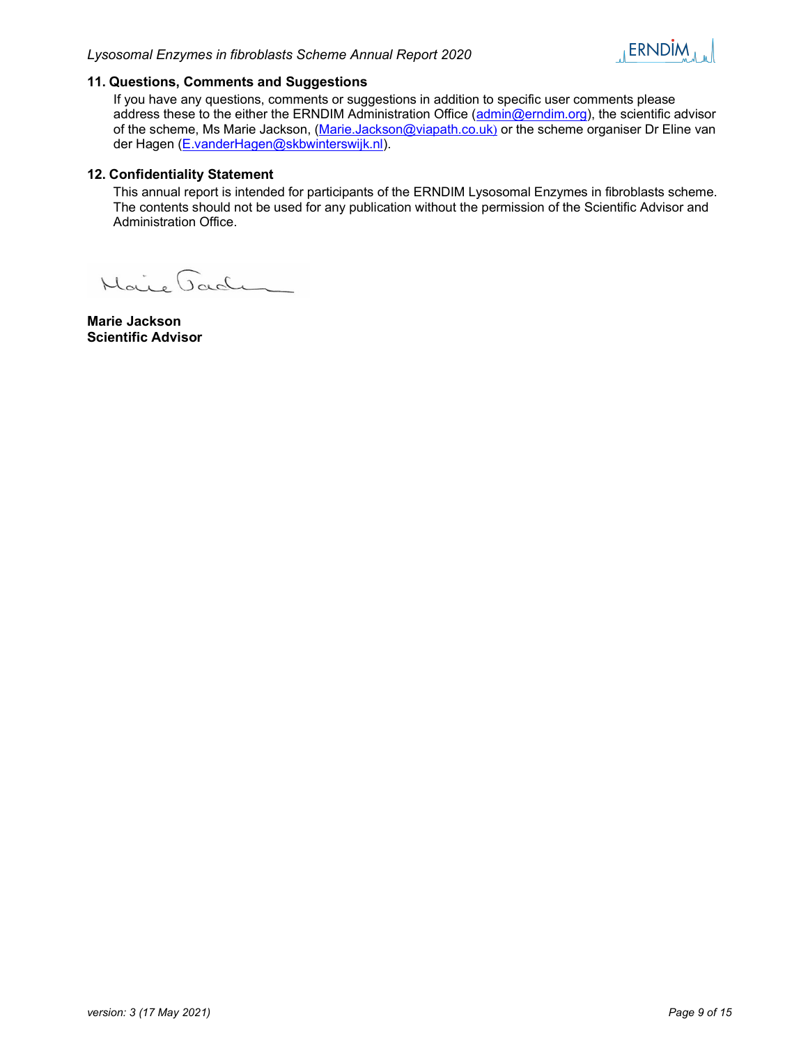## 11. Questions, Comments and Suggestions

If you have any questions, comments or suggestions in addition to specific user comments please address these to the either the ERNDIM Administration Office (admin@erndim.org), the scientific advisor of the scheme, Ms Marie Jackson, (Marie.Jackson@viapath.co.uk) or the scheme organiser Dr Eline van der Hagen (E.vanderHagen@skbwinterswijk.nl).

## 12. Confidentiality Statement

This annual report is intended for participants of the ERNDIM Lysosomal Enzymes in fibroblasts scheme. The contents should not be used for any publication without the permission of the Scientific Advisor and Administration Office.

**Marie Jackson**
**Scientific Advisor**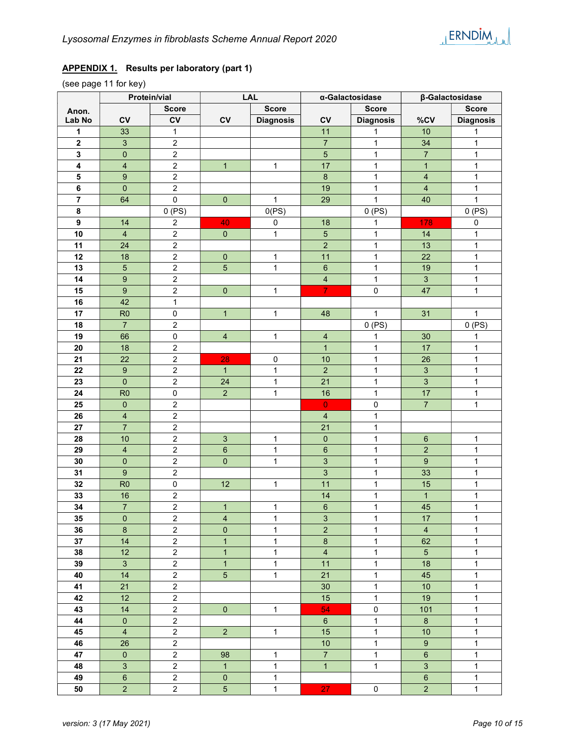## APPENDIX 1. Results per laboratory (part 1)

(see page 11 for key)

| Anon. Lab No | Protein/vial | | LAL | | α-Galactosidase | | β-Galactosidase | |
|---|---|---|---|---|---|---|---|---|
| | CV | Score CV | CV | Score Diagnosis | CV | Score Diagnosis | %CV | Score Diagnosis |
| 1 | 33 | 1 | | | 11 | 1 | 10 | 1 |
| 2 | 3 | 2 | | | 7 | 1 | 34 | 1 |
| 3 | 0 | 2 | | | 5 | 1 | 7 | 1 |
| 4 | 4 | 2 | 1 | 1 | 17 | 1 | 1 | 1 |
| 5 | 9 | 2 | | | 8 | 1 | 4 | 1 |
| 6 | 0 | 2 | | | 19 | 1 | 4 | 1 |
| 7 | 64 | 0 | 0 | 1 | 29 | 1 | 40 | 1 |
| 8 | | 0 (PS) | | 0(PS) | | 0 (PS) | | 0 (PS) |
| 9 | 14 | 2 | 40 | 0 | 18 | 1 | 178 | 0 |
| 10 | 4 | 2 | 0 | 1 | 5 | 1 | 14 | 1 |
| 11 | 24 | 2 | | | 2 | 1 | 13 | 1 |
| 12 | 18 | 2 | 0 | 1 | 11 | 1 | 22 | 1 |
| 13 | 5 | 2 | 5 | 1 | 6 | 1 | 19 | 1 |
| 14 | 9 | 2 | | | 4 | 1 | 3 | 1 |
| 15 | 9 | 2 | 0 | 1 | 7 | 0 | 47 | 1 |
| 16 | 42 | 1 | | | | | | |
| 17 | R0 | 0 | 1 | 1 | 48 | 1 | 31 | 1 |
| 18 | 7 | 2 | | | | 0 (PS) | | 0 (PS) |
| 19 | 66 | 0 | 4 | 1 | 4 | 1 | 30 | 1 |
| 20 | 18 | 2 | | | 1 | 1 | 17 | 1 |
| 21 | 22 | 2 | 28 | 0 | 10 | 1 | 26 | 1 |
| 22 | 9 | 2 | 1 | 1 | 2 | 1 | 3 | 1 |
| 23 | 0 | 2 | 24 | 1 | 21 | 1 | 3 | 1 |
| 24 | R0 | 0 | 2 | 1 | 16 | 1 | 17 | 1 |
| 25 | 0 | 2 | | | 0 | 0 | 7 | 1 |
| 26 | 4 | 2 | | | 4 | 1 | | |
| 27 | 7 | 2 | | | 21 | 1 | | |
| 28 | 10 | 2 | 3 | 1 | 0 | 1 | 6 | 1 |
| 29 | 4 | 2 | 6 | 1 | 6 | 1 | 2 | 1 |
| 30 | 0 | 2 | 0 | 1 | 3 | 1 | 9 | 1 |
| 31 | 9 | 2 | | | 3 | 1 | 33 | 1 |
| 32 | R0 | 0 | 12 | 1 | 11 | 1 | 15 | 1 |
| 33 | 16 | 2 | | | 14 | 1 | 1 | 1 |
| 34 | 7 | 2 | 1 | 1 | 6 | 1 | 45 | 1 |
| 35 | 0 | 2 | 4 | 1 | 3 | 1 | 17 | 1 |
| 36 | 8 | 2 | 0 | 1 | 2 | 1 | 4 | 1 |
| 37 | 14 | 2 | 1 | 1 | 8 | 1 | 62 | 1 |
| 38 | 12 | 2 | 1 | 1 | 4 | 1 | 5 | 1 |
| 39 | 3 | 2 | 1 | 1 | 11 | 1 | 18 | 1 |
| 40 | 14 | 2 | 5 | 1 | 21 | 1 | 45 | 1 |
| 41 | 21 | 2 | | | 30 | 1 | 10 | 1 |
| 42 | 12 | 2 | | | 15 | 1 | 19 | 1 |
| 43 | 14 | 2 | 0 | 1 | 54 | 0 | 101 | 1 |
| 44 | 0 | 2 | | | 6 | 1 | 8 | 1 |
| 45 | 4 | 2 | 2 | 1 | 15 | 1 | 10 | 1 |
| 46 | 26 | 2 | | | 10 | 1 | 9 | 1 |
| 47 | 0 | 2 | 98 | 1 | 7 | 1 | 6 | 1 |
| 48 | 3 | 2 | 1 | 1 | 1 | 1 | 3 | 1 |
| 49 | 6 | 2 | 0 | 1 | | | 6 | 1 |
| 50 | 2 | 2 | 5 | 1 | 27 | 0 | 2 | 1 |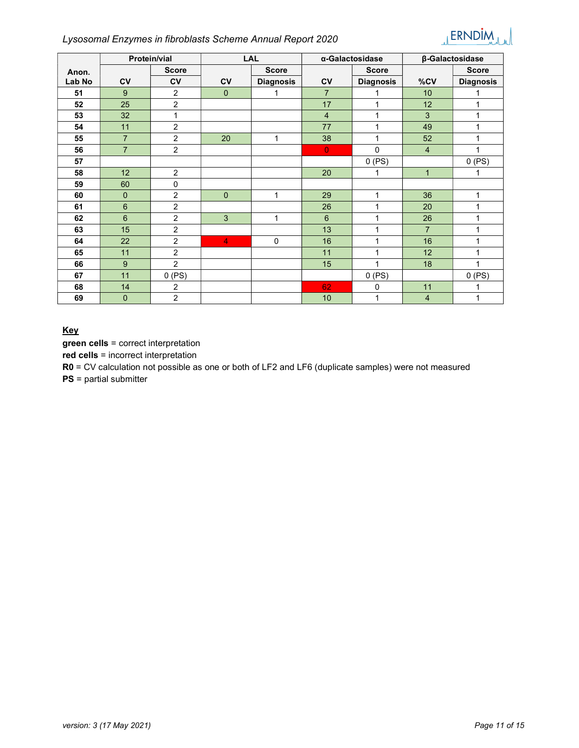| Anon. Lab No | Protein/vial | | LAL | | α-Galactosidase | | β-Galactosidase | |
|---|---|---|---|---|---|---|---|---|
| | | Score | | Score | | Score | | Score |
| | CV | CV | CV | Diagnosis | CV | Diagnosis | %CV | Diagnosis |
| **51** | 9 | 2 | 0 | 1 | 7 | 1 | 10 | 1 |
| **52** | 25 | 2 | | | 17 | 1 | 12 | 1 |
| **53** | 32 | 1 | | | 4 | 1 | 3 | 1 |
| **54** | 11 | 2 | | | 77 | 1 | 49 | 1 |
| **55** | 7 | 2 | 20 | 1 | 38 | 1 | 52 | 1 |
| **56** | 7 | 2 | | | 0 | 0 | 4 | 1 |
| **57** | | | | | | 0 (PS) | | 0 (PS) |
| **58** | 12 | 2 | | | 20 | 1 | 1 | 1 |
| **59** | 60 | 0 | | | | | | |
| **60** | 0 | 2 | 0 | 1 | 29 | 1 | 36 | 1 |
| **61** | 6 | 2 | | | 26 | 1 | 20 | 1 |
| **62** | 6 | 2 | 3 | 1 | 6 | 1 | 26 | 1 |
| **63** | 15 | 2 | | | 13 | 1 | 7 | 1 |
| **64** | 22 | 2 | 4 | 0 | 16 | 1 | 16 | 1 |
| **65** | 11 | 2 | | | 11 | 1 | 12 | 1 |
| **66** | 9 | 2 | | | 15 | 1 | 18 | 1 |
| **67** | 11 | 0 (PS) | | | | 0 (PS) | | 0 (PS) |
| **68** | 14 | 2 | | | 62 | 0 | 11 | 1 |
| **69** | 0 | 2 | | | 10 | 1 | 4 | 1 |

**Key**

**green cells** = correct interpretation

**red cells** = incorrect interpretation

**R0** = CV calculation not possible as one or both of LF2 and LF6 (duplicate samples) were not measured

**PS** = partial submitter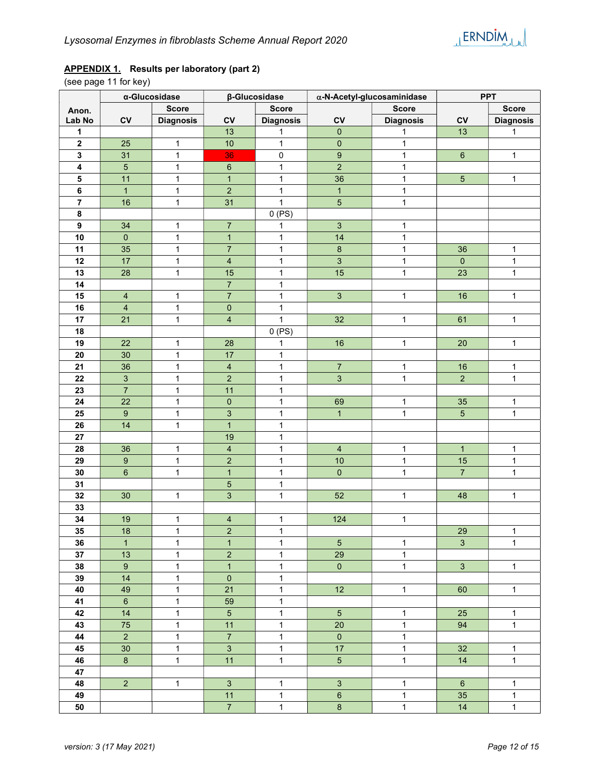**APPENDIX 1.** **Results per laboratory (part 2)**

(see page 11 for key)

| Anon. Lab No | α-Glucosidase | | β-Glucosidase | | α-N-Acetyl-glucosaminidase | | PPT | |
|---|---|---|---|---|---|---|---|---|
| | CV | Score Diagnosis | CV | Score Diagnosis | CV | Score Diagnosis | CV | Score Diagnosis |
| 1 | | | 13 | 1 | 0 | 1 | 13 | 1 |
| 2 | 25 | 1 | 10 | 1 | 0 | 1 | | |
| 3 | 31 | 1 | 36 | 0 | 9 | 1 | 6 | 1 |
| 4 | 5 | 1 | 6 | 1 | 2 | 1 | | |
| 5 | 11 | 1 | 1 | 1 | 36 | 1 | 5 | 1 |
| 6 | 1 | 1 | 2 | 1 | 1 | 1 | | |
| 7 | 16 | 1 | 31 | 1 | 5 | 1 | | |
| 8 | | | | 0 (PS) | | | | |
| 9 | 34 | 1 | 7 | 1 | 3 | 1 | | |
| 10 | 0 | 1 | 1 | 1 | 14 | 1 | | |
| 11 | 35 | 1 | 7 | 1 | 8 | 1 | 36 | 1 |
| 12 | 17 | 1 | 4 | 1 | 3 | 1 | 0 | 1 |
| 13 | 28 | 1 | 15 | 1 | 15 | 1 | 23 | 1 |
| 14 | | | 7 | 1 | | | | |
| 15 | 4 | 1 | 7 | 1 | 3 | 1 | 16 | 1 |
| 16 | 4 | 1 | 0 | 1 | | | | |
| 17 | 21 | 1 | 4 | 1 | 32 | 1 | 61 | 1 |
| 18 | | | | 0 (PS) | | | | |
| 19 | 22 | 1 | 28 | 1 | 16 | 1 | 20 | 1 |
| 20 | 30 | 1 | 17 | 1 | | | | |
| 21 | 36 | 1 | 4 | 1 | 7 | 1 | 16 | 1 |
| 22 | 3 | 1 | 2 | 1 | 3 | 1 | 2 | 1 |
| 23 | 7 | 1 | 11 | 1 | | | | |
| 24 | 22 | 1 | 0 | 1 | 69 | 1 | 35 | 1 |
| 25 | 9 | 1 | 3 | 1 | 1 | 1 | 5 | 1 |
| 26 | 14 | 1 | 1 | 1 | | | | |
| 27 | | | 19 | 1 | | | | |
| 28 | 36 | 1 | 4 | 1 | 4 | 1 | 1 | 1 |
| 29 | 9 | 1 | 2 | 1 | 10 | 1 | 15 | 1 |
| 30 | 6 | 1 | 1 | 1 | 0 | 1 | 7 | 1 |
| 31 | | | 5 | 1 | | | | |
| 32 | 30 | 1 | 3 | 1 | 52 | 1 | 48 | 1 |
| 33 | | | | | | | | |
| 34 | 19 | 1 | 4 | 1 | 124 | 1 | | |
| 35 | 18 | 1 | 2 | 1 | | | 29 | 1 |
| 36 | 1 | 1 | 1 | 1 | 5 | 1 | 3 | 1 |
| 37 | 13 | 1 | 2 | 1 | 29 | 1 | | |
| 38 | 9 | 1 | 1 | 1 | 0 | 1 | 3 | 1 |
| 39 | 14 | 1 | 0 | 1 | | | | |
| 40 | 49 | 1 | 21 | 1 | 12 | 1 | 60 | 1 |
| 41 | 6 | 1 | 59 | 1 | | | | |
| 42 | 14 | 1 | 5 | 1 | 5 | 1 | 25 | 1 |
| 43 | 75 | 1 | 11 | 1 | 20 | 1 | 94 | 1 |
| 44 | 2 | 1 | 7 | 1 | 0 | 1 | | |
| 45 | 30 | 1 | 3 | 1 | 17 | 1 | 32 | 1 |
| 46 | 8 | 1 | 11 | 1 | 5 | 1 | 14 | 1 |
| 47 | | | | | | | | |
| 48 | 2 | 1 | 3 | 1 | 3 | 1 | 6 | 1 |
| 49 | | | 11 | 1 | 6 | 1 | 35 | 1 |
| 50 | | | 7 | 1 | 8 | 1 | 14 | 1 |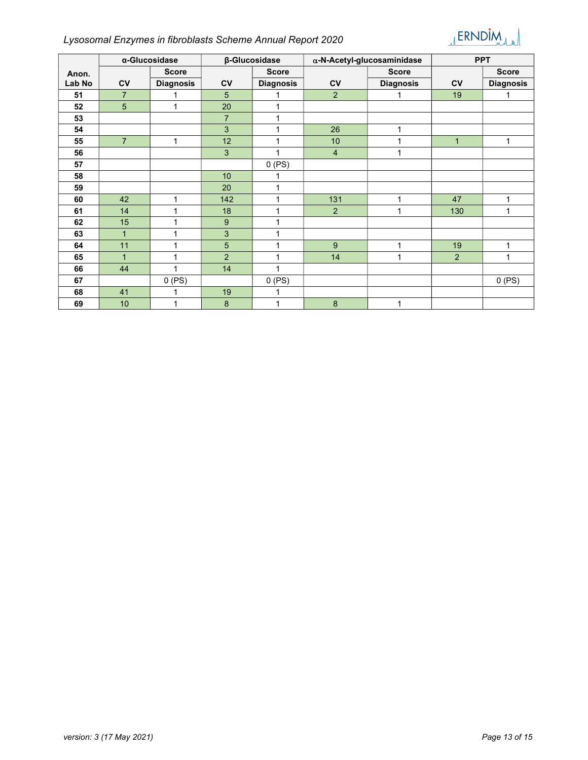| Anon. Lab No | α-Glucosidase | | β-Glucosidase | | α-N-Acetyl-glucosaminidase | | PPT | |
|---|---|---|---|---|---|---|---|---|
| | CV | Score Diagnosis | CV | Score Diagnosis | CV | Score Diagnosis | CV | Score Diagnosis |
| 51 | 7 | 1 | 5 | 1 | 2 | 1 | 19 | 1 |
| 52 | 5 | 1 | 20 | 1 | | | | |
| 53 | | | 7 | 1 | | | | |
| 54 | | | 3 | 1 | 26 | 1 | | |
| 55 | 7 | 1 | 12 | 1 | 10 | 1 | 1 | 1 |
| 56 | | | 3 | 1 | 4 | 1 | | |
| 57 | | | | 0 (PS) | | | | |
| 58 | | | 10 | 1 | | | | |
| 59 | | | 20 | 1 | | | | |
| 60 | 42 | 1 | 142 | 1 | 131 | 1 | 47 | 1 |
| 61 | 14 | 1 | 18 | 1 | 2 | 1 | 130 | 1 |
| 62 | 15 | 1 | 9 | 1 | | | | |
| 63 | 1 | 1 | 3 | 1 | | | | |
| 64 | 11 | 1 | 5 | 1 | 9 | 1 | 19 | 1 |
| 65 | 1 | 1 | 2 | 1 | 14 | 1 | 2 | 1 |
| 66 | 44 | 1 | 14 | 1 | | | | |
| 67 | | 0 (PS) | | 0 (PS) | | | | 0 (PS) |
| 68 | 41 | 1 | 19 | 1 | | | | |
| 69 | 10 | 1 | 8 | 1 | 8 | 1 | | |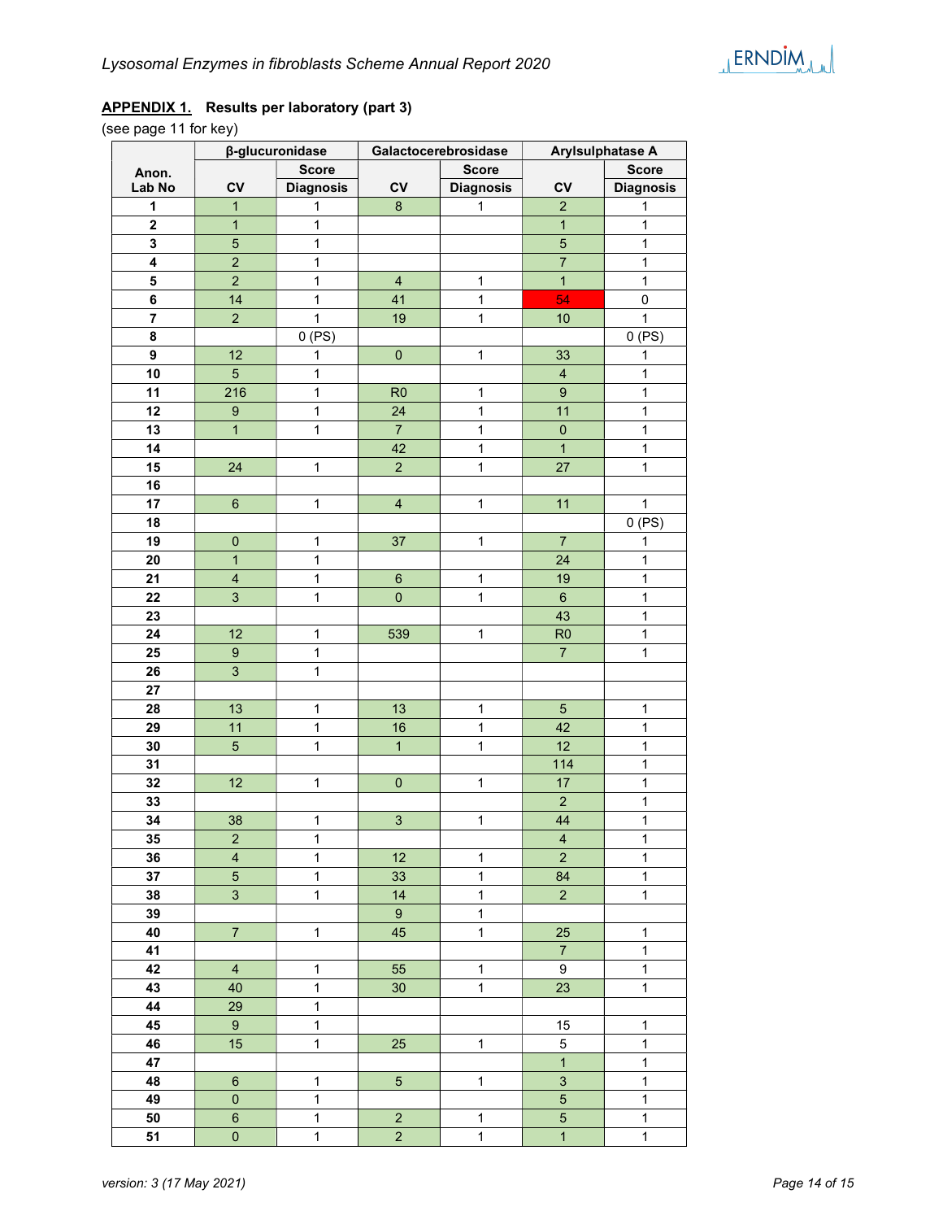## APPENDIX 1. Results per laboratory (part 3)

(see page 11 for key)

| Anon. Lab No | β-glucuronidase | | Galactocerebrosidase | | Arylsulphatase A | |
|---|---|---|---|---|---|---|
| | CV | Score Diagnosis | CV | Score Diagnosis | CV | Score Diagnosis |
| 1 | 1 | 1 | 8 | 1 | 2 | 1 |
| 2 | 1 | 1 | | | 1 | 1 |
| 3 | 5 | 1 | | | 5 | 1 |
| 4 | 2 | 1 | | | 7 | 1 |
| 5 | 2 | 1 | 4 | 1 | 1 | 1 |
| 6 | 14 | 1 | 41 | 1 | 54 | 0 |
| 7 | 2 | 1 | 19 | 1 | 10 | 1 |
| 8 | | 0 (PS) | | | | 0 (PS) |
| 9 | 12 | 1 | 0 | 1 | 33 | 1 |
| 10 | 5 | 1 | | | 4 | 1 |
| 11 | 216 | 1 | R0 | 1 | 9 | 1 |
| 12 | 9 | 1 | 24 | 1 | 11 | 1 |
| 13 | 1 | 1 | 7 | 1 | 0 | 1 |
| 14 | | | 42 | 1 | 1 | 1 |
| 15 | 24 | 1 | 2 | 1 | 27 | 1 |
| 16 | | | | | | |
| 17 | 6 | 1 | 4 | 1 | 11 | 1 |
| 18 | | | | | | 0 (PS) |
| 19 | 0 | 1 | 37 | 1 | 7 | 1 |
| 20 | 1 | 1 | | | 24 | 1 |
| 21 | 4 | 1 | 6 | 1 | 19 | 1 |
| 22 | 3 | 1 | 0 | 1 | 6 | 1 |
| 23 | | | | | 43 | 1 |
| 24 | 12 | 1 | 539 | 1 | R0 | 1 |
| 25 | 9 | 1 | | | 7 | 1 |
| 26 | 3 | 1 | | | | |
| 27 | | | | | | |
| 28 | 13 | 1 | 13 | 1 | 5 | 1 |
| 29 | 11 | 1 | 16 | 1 | 42 | 1 |
| 30 | 5 | 1 | 1 | 1 | 12 | 1 |
| 31 | | | | | 114 | 1 |
| 32 | 12 | 1 | 0 | 1 | 17 | 1 |
| 33 | | | | | 2 | 1 |
| 34 | 38 | 1 | 3 | 1 | 44 | 1 |
| 35 | 2 | 1 | | | 4 | 1 |
| 36 | 4 | 1 | 12 | 1 | 2 | 1 |
| 37 | 5 | 1 | 33 | 1 | 84 | 1 |
| 38 | 3 | 1 | 14 | 1 | 2 | 1 |
| 39 | | | 9 | 1 | | |
| 40 | 7 | 1 | 45 | 1 | 25 | 1 |
| 41 | | | | | 7 | 1 |
| 42 | 4 | 1 | 55 | 1 | 9 | 1 |
| 43 | 40 | 1 | 30 | 1 | 23 | 1 |
| 44 | 29 | 1 | | | | |
| 45 | 9 | 1 | | | 15 | 1 |
| 46 | 15 | 1 | 25 | 1 | 5 | 1 |
| 47 | | | | | 1 | 1 |
| 48 | 6 | 1 | 5 | 1 | 3 | 1 |
| 49 | 0 | 1 | | | 5 | 1 |
| 50 | 6 | 1 | 2 | 1 | 5 | 1 |
| 51 | 0 | 1 | 2 | 1 | 1 | 1 |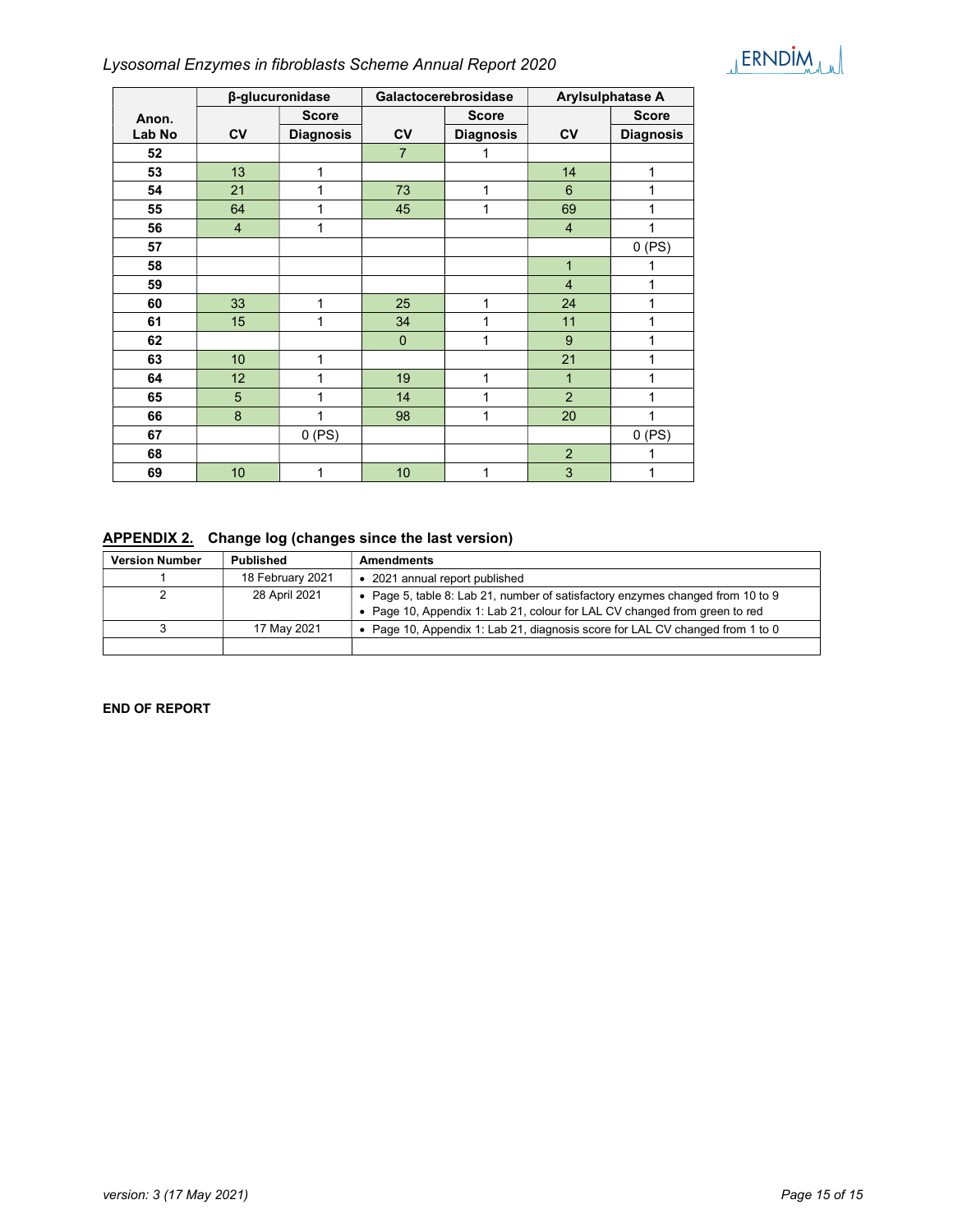| Anon. Lab No | β-glucuronidase | | Galactocerebrosidase | | Arylsulphatase A | |
|---|---|---|---|---|---|---|
| | CV | Score Diagnosis | CV | Score Diagnosis | CV | Score Diagnosis |
| 52 | | | 7 | 1 | | |
| 53 | 13 | 1 | | | 14 | 1 |
| 54 | 21 | 1 | 73 | 1 | 6 | 1 |
| 55 | 64 | 1 | 45 | 1 | 69 | 1 |
| 56 | 4 | 1 | | | 4 | 1 |
| 57 | | | | | | 0 (PS) |
| 58 | | | | | 1 | 1 |
| 59 | | | | | 4 | 1 |
| 60 | 33 | 1 | 25 | 1 | 24 | 1 |
| 61 | 15 | 1 | 34 | 1 | 11 | 1 |
| 62 | | | 0 | 1 | 9 | 1 |
| 63 | 10 | 1 | | | 21 | 1 |
| 64 | 12 | 1 | 19 | 1 | 1 | 1 |
| 65 | 5 | 1 | 14 | 1 | 2 | 1 |
| 66 | 8 | 1 | 98 | 1 | 20 | 1 |
| 67 | | 0 (PS) | | | | 0 (PS) |
| 68 | | | | | 2 | 1 |
| 69 | 10 | 1 | 10 | 1 | 3 | 1 |

## APPENDIX 2. Change log (changes since the last version)

| Version Number | Published | Amendments |
|---|---|---|
| 1 | 18 February 2021 | • 2021 annual report published |
| 2 | 28 April 2021 | • Page 5, table 8: Lab 21, number of satisfactory enzymes changed from 10 to 9<br>• Page 10, Appendix 1: Lab 21, colour for LAL CV changed from green to red |
| 3 | 17 May 2021 | • Page 10, Appendix 1: Lab 21, diagnosis score for LAL CV changed from 1 to 0 |
| | | |

**END OF REPORT**